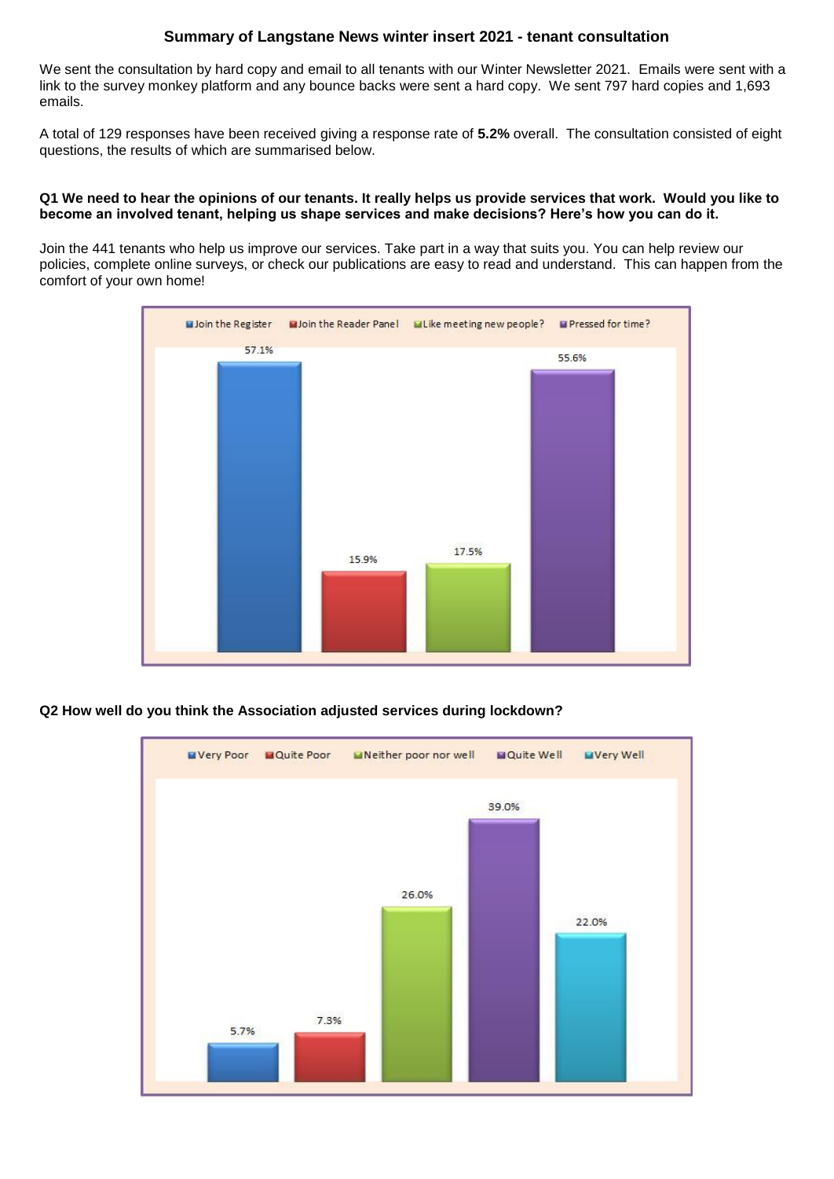## Summary of Langstane News winter insert 2021 - tenant consultation

We sent the consultation by hard copy and email to all tenants with our Winter Newsletter 2021. Emails were sent with a link to the survey monkey platform and any bounce backs were sent a hard copy. We sent 797 hard copies and 1,693 emails.

A total of 129 responses have been received giving a response rate of **5.2%** overall. The consultation consisted of eight questions, the results of which are summarised below.

**Q1 We need to hear the opinions of our tenants. It really helps us provide services that work. Would you like to become an involved tenant, helping us shape services and make decisions? Here's how you can do it.**

Join the 441 tenants who help us improve our services. Take part in a way that suits you. You can help review our policies, complete online surveys, or check our publications are easy to read and understand. This can happen from the comfort of your own home!

| Join the Register | Join the Reader Panel | Like meeting new people? | Pressed for time? |
|---|---|---|---|
| 57.1% | 15.9% | 17.5% | 55.6% |

**Q2 How well do you think the Association adjusted services during lockdown?**

| Very Poor | Quite Poor | Neither poor nor well | Quite Well | Very Well |
|---|---|---|---|---|
| 5.7% | 7.3% | 26.0% | 39.0% | 22.0% |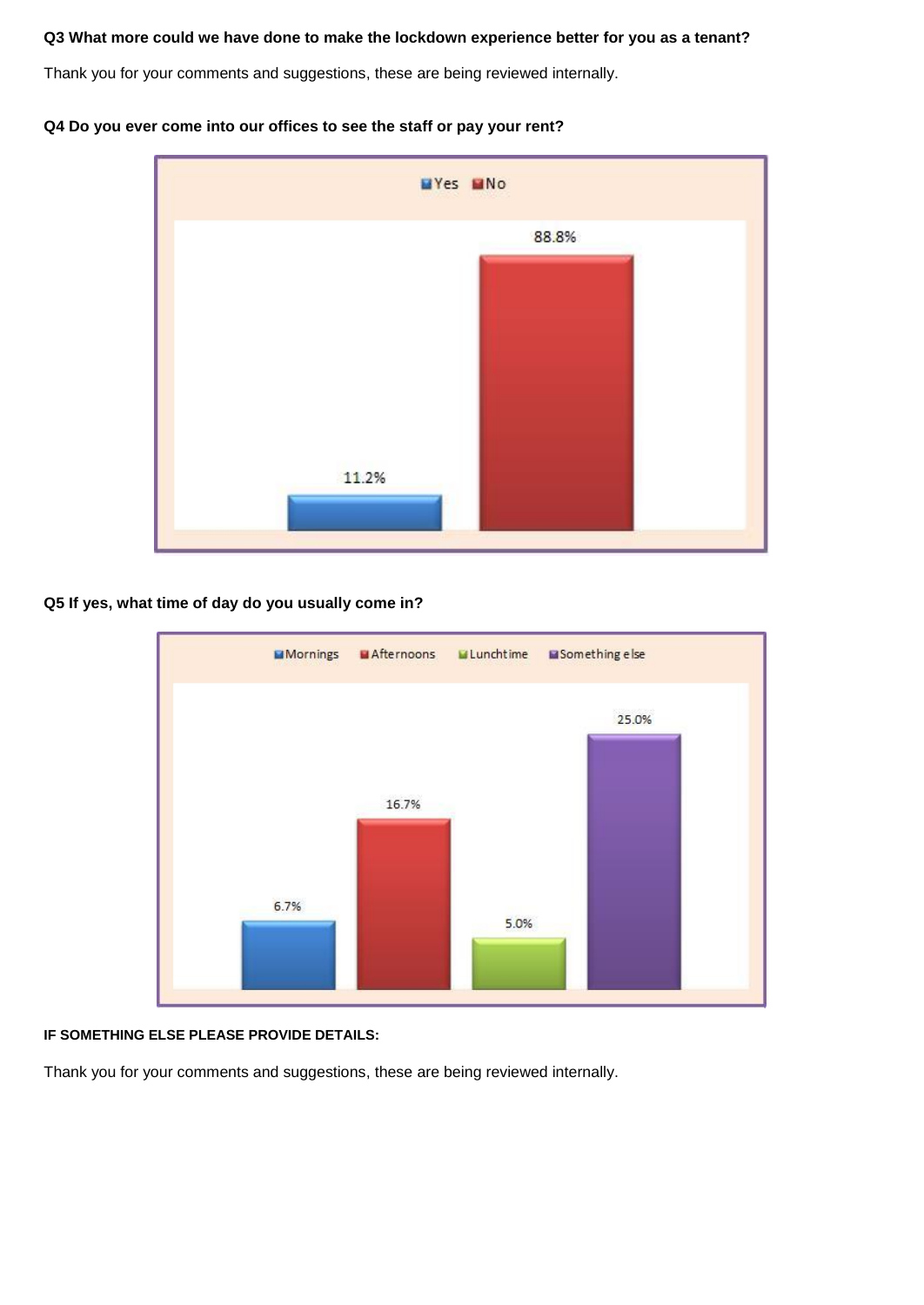**Q3 What more could we have done to make the lockdown experience better for you as a tenant?**

Thank you for your comments and suggestions, these being reviewed internally.

**Q4 Do you ever come into our offices to see the staff or pay your rent?**

| Yes | No |
|---|---|
| 11.2% | 88.8% |

**Q5 If yes, what time of day do you usually come in?**

| Mornings | Afternoons | Lunchtime | Something else |
|---|---|---|---|
| 6.7% | 16.7% | 5.0% | 25.0% |

**IF SOMETHING ELSE PLEASE PROVIDE DETAILS:**

Thank you for your comments and suggestions, these are being reviewed internally.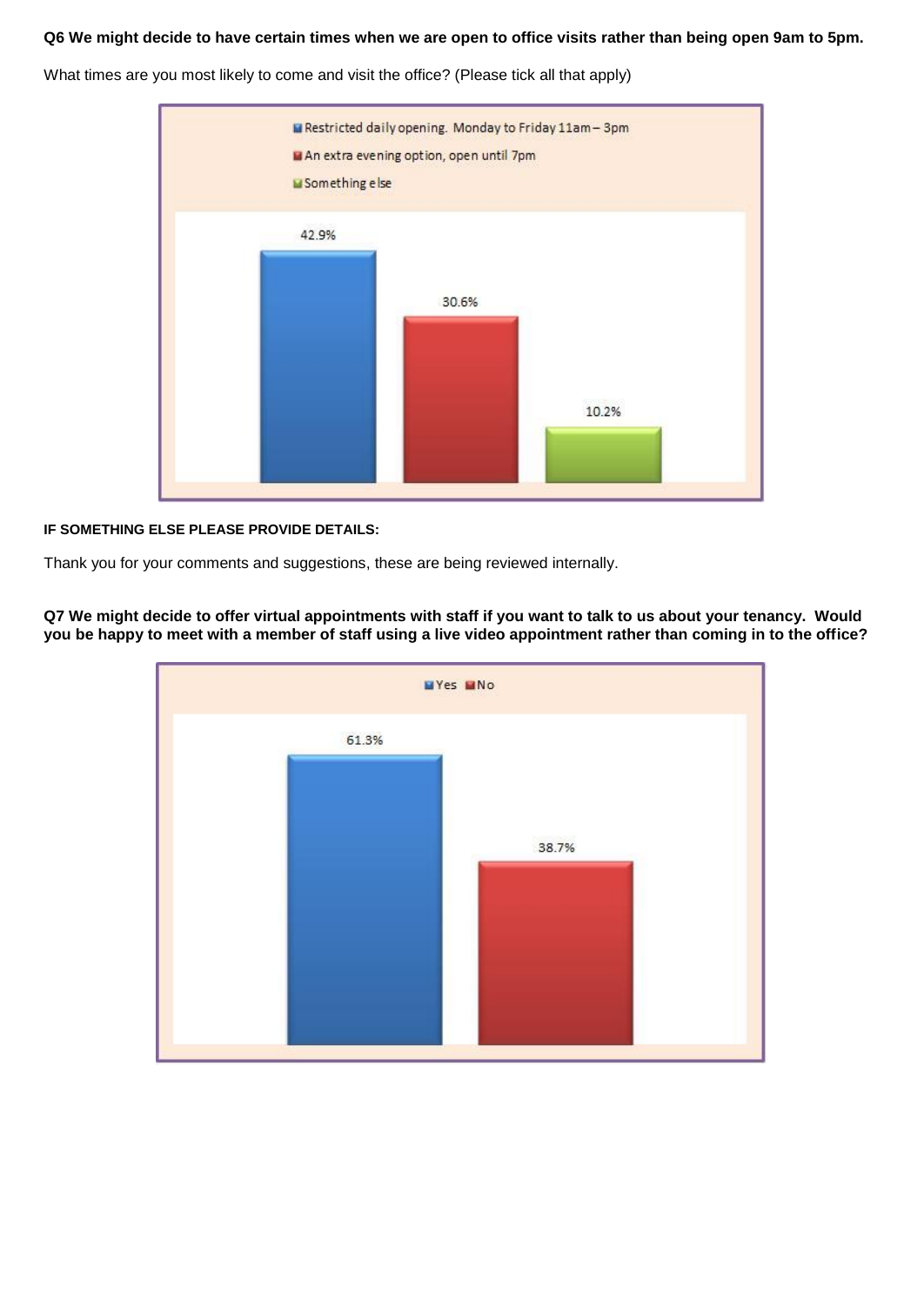**Q6 We might decide to have certain times when we are open to office visits rather than being open 9am to 5pm.**

What times are you most likely to come and visit the office? (Please tick all that apply)

| Option | Percentage |
| --- | --- |
| Restricted daily opening. Monday to Friday 11am – 3pm | 42.9% |
| An extra evening option, open until 7pm | 30.6% |
| Something else | 10.2% |

**IF SOMETHING ELSE PLEASE PROVIDE DETAILS:**

Thank you for your comments and suggestions, these are being reviewed internally.

**Q7 We might decide to offer virtual appointments with staff if you want to talk to us about your tenancy. Would you be happy to meet with a member of staff using a live video appointment rather than coming in to the office?**

| Option | Percentage |
| --- | --- |
| Yes | 61.3% |
| No | 38.7% |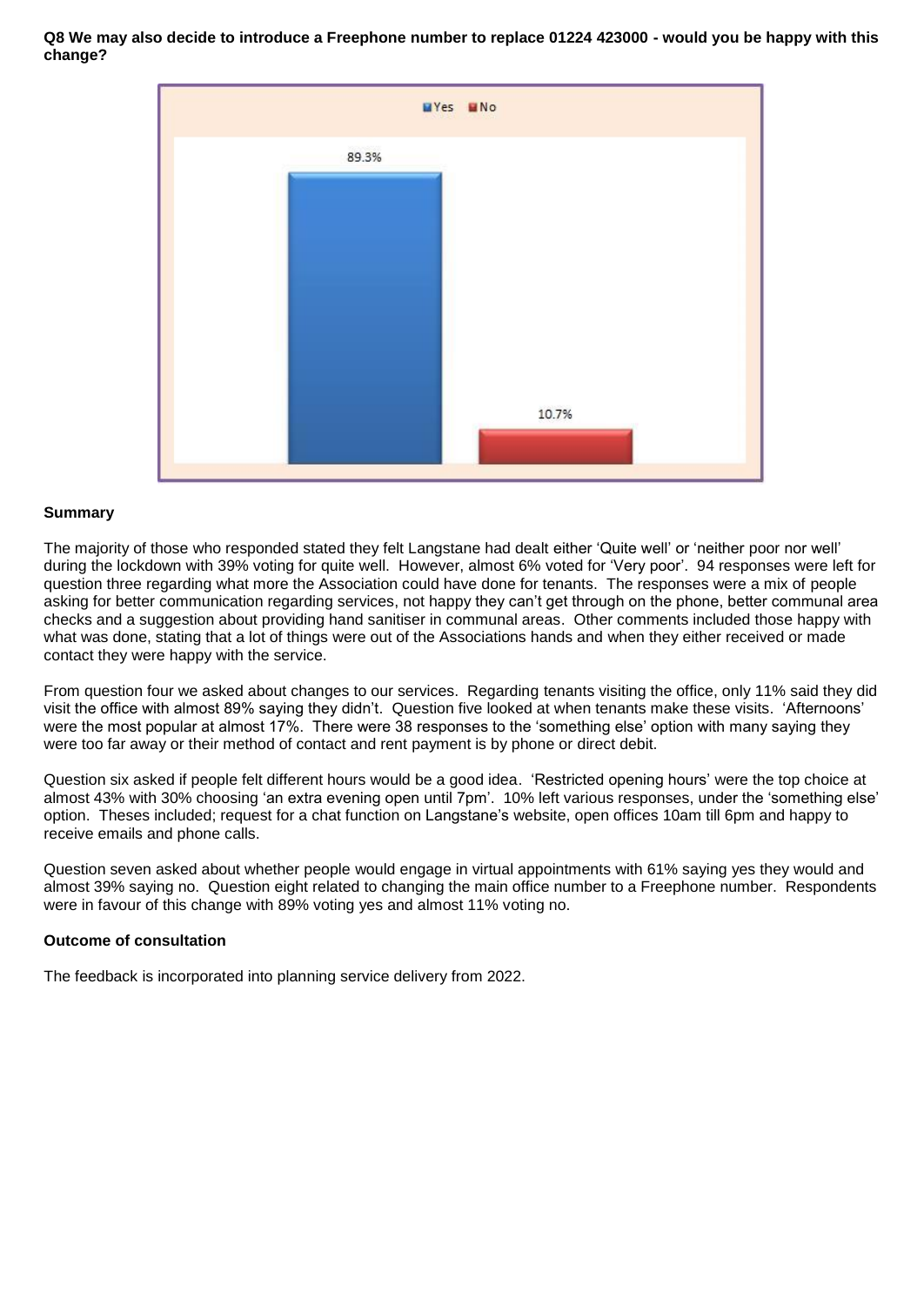**Q8 We may also decide to introduce a Freephone number to replace 01224 423000 - would you be happy with this change?**

Yes No

89.3%

10.7%

**Summary**

The majority of those who responded stated they felt Langstane had dealt either 'Quite well' or 'neither poor nor well' during the lockdown with 39% voting for quite well. However, almost 6% voted for 'Very poor'. 94 responses were left for question three regarding what more the Association could have done for tenants. The responses were a mix of people asking for better communication regarding services, not happy they can't get through on the phone, better communal area checks and a suggestion about providing hand sanitiser in communal areas. Other comments included those happy with what was done, stating that a lot of things were out of the Associations hands and when they either received or made contact they were happy with the service.

From question four we asked about changes to our services. Regarding tenants visiting the office, only 11% said they did visit the office with almost 89% saying they didn't. Question five looked at when tenants make these visits. 'Afternoons' were the most popular at almost 17%. There were 38 responses to the 'something else' option with many saying they were too far away or their method of contact and rent payment is by phone or direct debit.

Question six asked if people felt different hours would be a good idea. 'Restricted opening hours' were the top choice at almost 43% with 30% choosing 'an extra evening open until 7pm'. 10% left various responses, under the 'something else' option. Theses included; request for a chat function on Langstane's website, open offices 10am till 6pm and happy to receive emails and phone calls.

Question seven asked about whether people would engage in virtual appointments with 61% saying yes they would and almost 39% saying no. Question eight related to changing the main office number to a Freephone number. Respondents were in favour of this change with 89% voting yes and almost 11% voting no.

**Outcome of consultation**

The feedback is incorporated into planning service delivery from 2022.